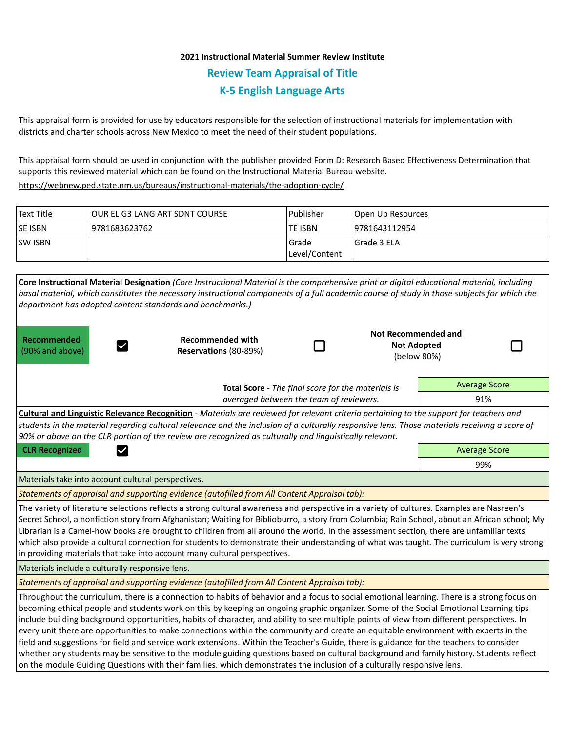**2021 Instructional Material Summer Review Institute**

## Review Team Appraisal of Title

## K-5 English Language Arts

This appraisal form is provided for use by educators responsible for the selection of instructional materials for implementation with districts and charter schools across New Mexico to meet the need of their student populations.

This appraisal form should be used in conjunction with the publisher provided Form D: Research Based Effectiveness Determination that supports this reviewed material which can be found on the Instructional Material Bureau website.

https://webnew.ped.state.nm.us/bureaus/instructional-materials/the-adoption-cycle/

| Text Title | OUR EL G3 LANG ART SDNT COURSE | Publisher | Open Up Resources |
|---|---|---|---|
| SE ISBN | 9781683623762 | TE ISBN | 9781643112954 |
| SW ISBN | | Grade Level/Content | Grade 3 ELA |

**Core Instructional Material Designation** *(Core Instructional Material is the comprehensive print or digital educational material, including basal material, which constitutes the necessary instructional components of a full academic course of study in those subjects for which the department has adopted content standards and benchmarks.)*

| **Recommended** (90% and above) | ☑ | **Recommended with Reservations** (80-89%) | ☐ | **Not Recommended and Not Adopted** (below 80%) | ☐ |
|---|---|---|---|---|---|

**Total Score** - *The final score for the materials is averaged between the team of reviewers.*

| Average Score |
|---|
| 91% |

**Cultural and Linguistic Relevance Recognition** - *Materials are reviewed for relevant criteria pertaining to the support for teachers and students in the material regarding cultural relevance and the inclusion of a culturally responsive lens. Those materials receiving a score of 90% or above on the CLR portion of the review are recognized as culturally and linguistically relevant.*

**CLR Recognized** ☑

| Average Score |
|---|
| 99% |

Materials take into account cultural perspectives.

*Statements of appraisal and supporting evidence (autofilled from All Content Appraisal tab):*

The variety of literature selections reflects a strong cultural awareness and perspective in a variety of cultures. Examples are Nasreen's Secret School, a nonfiction story from Afghanistan; Waiting for Biblioburro, a story from Columbia; Rain School, about an African school; My Librarian is a Camel-how books are brought to children from all around the world. In the assessment section, there are unfamiliar texts which also provide a cultural connection for students to demonstrate their understanding of what was taught. The curriculum is very strong in providing materials that take into account many cultural perspectives.

Materials include a culturally responsive lens.

*Statements of appraisal and supporting evidence (autofilled from All Content Appraisal tab):*

Throughout the curriculum, there is a connection to habits of behavior and a focus to social emotional learning. There is a strong focus on becoming ethical people and students work on this by keeping an ongoing graphic organizer. Some of the Social Emotional Learning tips include building background opportunities, habits of character, and ability to see multiple points of view from different perspectives. In every unit there are opportunities to make connections within the community and create an equitable environment with experts in the field and suggestions for field and service work extensions. Within the Teacher's Guide, there is guidance for the teachers to consider whether any students may be sensitive to the module guiding questions based on cultural background and family history. Students reflect on the module Guiding Questions with their families. which demonstrates the inclusion of a culturally responsive lens.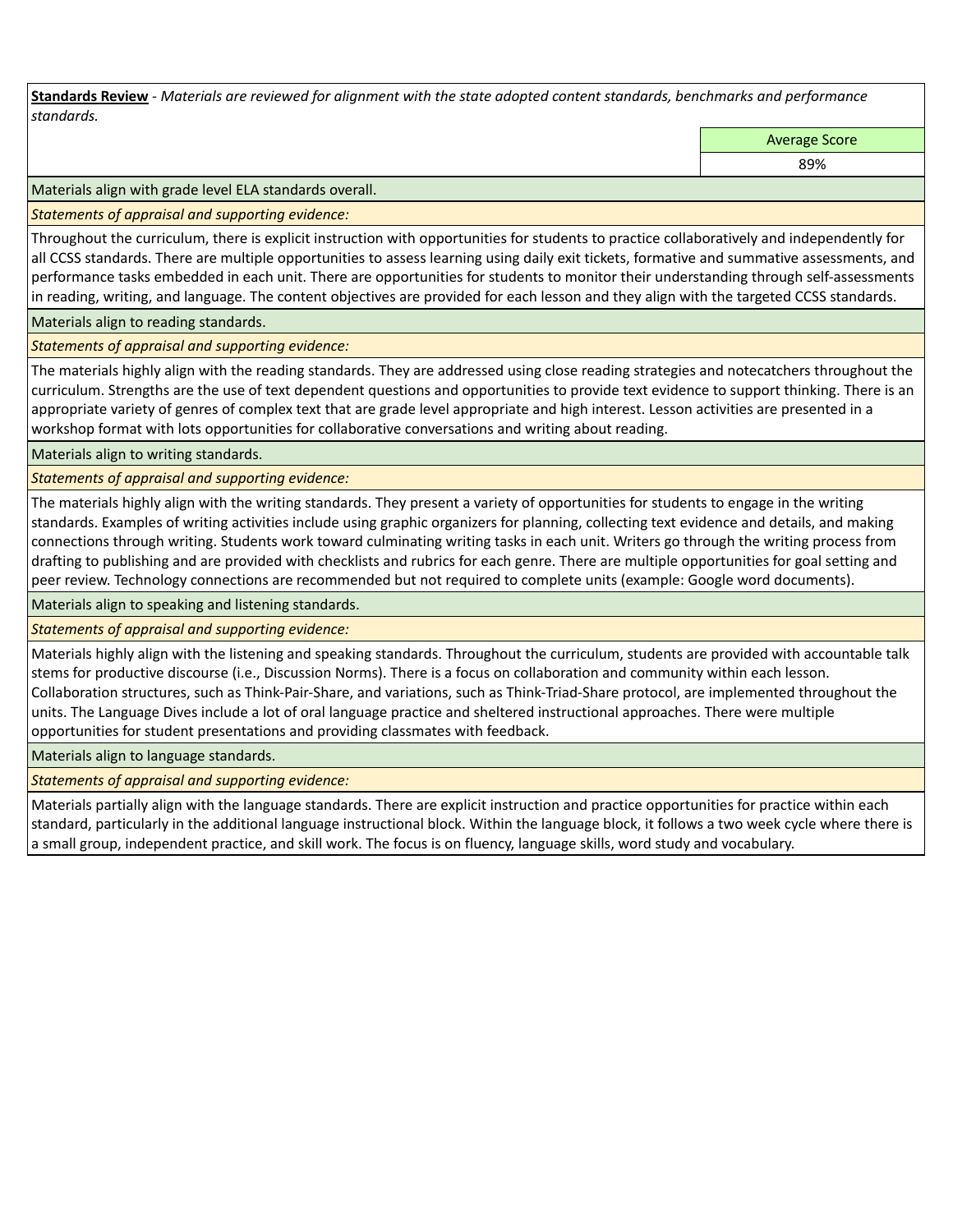**Standards Review** - *Materials are reviewed for alignment with the state adopted content standards, benchmarks and performance standards.*

| Average Score |
| --- |
| 89% |

Materials align with grade level ELA standards overall.

*Statements of appraisal and supporting evidence:*

Throughout the curriculum, there is explicit instruction with opportunities for students to practice collaboratively and independently for all CCSS standards. There are multiple opportunities to assess learning using daily exit tickets, formative and summative assessments, and performance tasks embedded in each unit. There are opportunities for students to monitor their understanding through self-assessments in reading, writing, and language. The content objectives are provided for each lesson and they align with the targeted CCSS standards.

Materials align to reading standards.

*Statements of appraisal and supporting evidence:*

The materials highly align with the reading standards. They are addressed using close reading strategies and notecatchers throughout the curriculum. Strengths are the use of text dependent questions and opportunities to provide text evidence to support thinking. There is an appropriate variety of genres of complex text that are grade level appropriate and high interest. Lesson activities are presented in a workshop format with lots opportunities for collaborative conversations and writing about reading.

Materials align to writing standards.

*Statements of appraisal and supporting evidence:*

The materials highly align with the writing standards. They present a variety of opportunities for students to engage in the writing standards. Examples of writing activities include using graphic organizers for planning, collecting text evidence and details, and making connections through writing. Students work toward culminating writing tasks in each unit. Writers go through the writing process from drafting to publishing and are provided with checklists and rubrics for each genre. There are multiple opportunities for goal setting and peer review. Technology connections are recommended but not required to complete units (example: Google word documents).

Materials align to speaking and listening standards.

*Statements of appraisal and supporting evidence:*

Materials highly align with the listening and speaking standards. Throughout the curriculum, students are provided with accountable talk stems for productive discourse (i.e., Discussion Norms). There is a focus on collaboration and community within each lesson. Collaboration structures, such as Think-Pair-Share, and variations, such as Think-Triad-Share protocol, are implemented throughout the units. The Language Dives include a lot of oral language practice and sheltered instructional approaches. There were multiple opportunities for student presentations and providing classmates with feedback.

Materials align to language standards.

*Statements of appraisal and supporting evidence:*

Materials partially align with the language standards. There are explicit instruction and practice opportunities for practice within each standard, particularly in the additional language instructional block. Within the language block, it follows a two week cycle where there is a small group, independent practice, and skill work. The focus is on fluency, language skills, word study and vocabulary.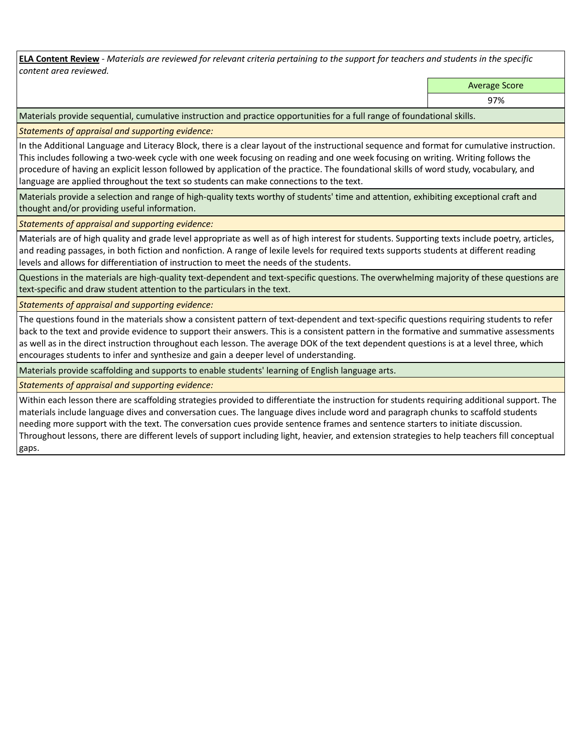**<u>ELA Content Review</u>** - *Materials are reviewed for relevant criteria pertaining to the support for teachers and students in the specific content area reviewed.*

| | Average Score |
|---|---|
| | 97% |

Materials provide sequential, cumulative instruction and practice opportunities for a full range of foundational skills.

*Statements of appraisal and supporting evidence:*

In the Additional Language and Literacy Block, there is a clear layout of the instructional sequence and format for cumulative instruction. This includes following a two-week cycle with one week focusing on reading and one week focusing on writing. Writing follows the procedure of having an explicit lesson followed by application of the practice. The foundational skills of word study, vocabulary, and language are applied throughout the text so students can make connections to the text.

Materials provide a selection and range of high-quality texts worthy of students' time and attention, exhibiting exceptional craft and thought and/or providing useful information.

*Statements of appraisal and supporting evidence:*

Materials are of high quality and grade level appropriate as well as of high interest for students. Supporting texts include poetry, articles, and reading passages, in both fiction and nonfiction. A range of lexile levels for required texts supports students at different reading levels and allows for differentiation of instruction to meet the needs of the students.

Questions in the materials are high-quality text-dependent and text-specific questions. The overwhelming majority of these questions are text-specific and draw student attention to the particulars in the text.

*Statements of appraisal and supporting evidence:*

The questions found in the materials show a consistent pattern of text-dependent and text-specific questions requiring students to refer back to the text and provide evidence to support their answers. This is a consistent pattern in the formative and summative assessments as well as in the direct instruction throughout each lesson. The average DOK of the text dependent questions is at a level three, which encourages students to infer and synthesize and gain a deeper level of understanding.

Materials provide scaffolding and supports to enable students' learning of English language arts.

*Statements of appraisal and supporting evidence:*

Within each lesson there are scaffolding strategies provided to differentiate the instruction for students requiring additional support. The materials include language dives and conversation cues. The language dives include word and paragraph chunks to scaffold students needing more support with the text. The conversation cues provide sentence frames and sentence starters to initiate discussion. Throughout lessons, there are different levels of support including light, heavier, and extension strategies to help teachers fill conceptual gaps.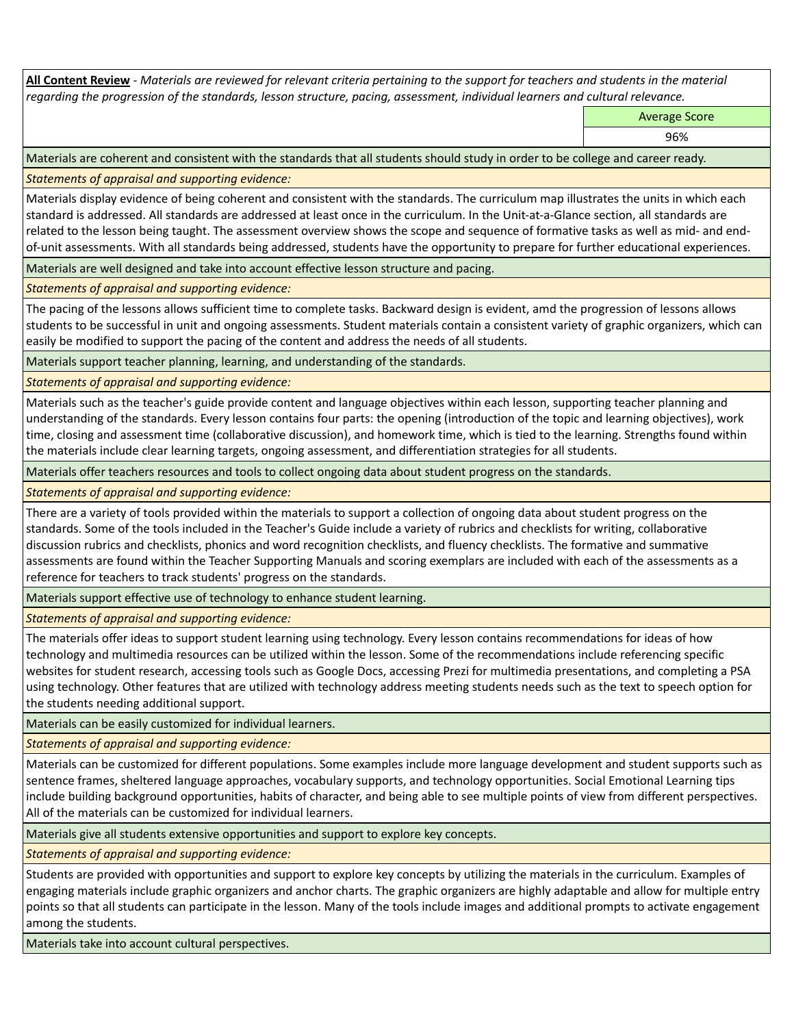**All Content Review** - *Materials are reviewed for relevant criteria pertaining to the support for teachers and students in the material regarding the progression of the standards, lesson structure, pacing, assessment, individual learners and cultural relevance.*

| Average Score |
|---|
| 96% |

Materials are coherent and consistent with the standards that all students should study in order to be college and career ready.

*Statements of appraisal and supporting evidence:*

Materials display evidence of being coherent and consistent with the standards. The curriculum map illustrates the units in which each standard is addressed. All standards are addressed at least once in the curriculum. In the Unit-at-a-Glance section, all standards are related to the lesson being taught. The assessment overview shows the scope and sequence of formative tasks as well as mid- and end-of-unit assessments. With all standards being addressed, students have the opportunity to prepare for further educational experiences.

Materials are well designed and take into account effective lesson structure and pacing.

*Statements of appraisal and supporting evidence:*

The pacing of the lessons allows sufficient time to complete tasks. Backward design is evident, amd the progression of lessons allows students to be successful in unit and ongoing assessments. Student materials contain a consistent variety of graphic organizers, which can easily be modified to support the pacing of the content and address the needs of all students.

Materials support teacher planning, learning, and understanding of the standards.

*Statements of appraisal and supporting evidence:*

Materials such as the teacher's guide provide content and language objectives within each lesson, supporting teacher planning and understanding of the standards. Every lesson contains four parts: the opening (introduction of the topic and learning objectives), work time, closing and assessment time (collaborative discussion), and homework time, which is tied to the learning. Strengths found within the materials include clear learning targets, ongoing assessment, and differentiation strategies for all students.

Materials offer teachers resources and tools to collect ongoing data about student progress on the standards.

*Statements of appraisal and supporting evidence:*

There are a variety of tools provided within the materials to support a collection of ongoing data about student progress on the standards. Some of the tools included in the Teacher's Guide include a variety of rubrics and checklists for writing, collaborative discussion rubrics and checklists, phonics and word recognition checklists, and fluency checklists. The formative and summative assessments are found within the Teacher Supporting Manuals and scoring exemplars are included with each of the assessments as a reference for teachers to track students' progress on the standards.

Materials support effective use of technology to enhance student learning.

*Statements of appraisal and supporting evidence:*

The materials offer ideas to support student learning using technology. Every lesson contains recommendations for ideas of how technology and multimedia resources can be utilized within the lesson. Some of the recommendations include referencing specific websites for student research, accessing tools such as Google Docs, accessing Prezi for multimedia presentations, and completing a PSA using technology. Other features that are utilized with technology address meeting students needs such as the text to speech option for the students needing additional support.

Materials can be easily customized for individual learners.

*Statements of appraisal and supporting evidence:*

Materials can be customized for different populations. Some examples include more language development and student supports such as sentence frames, sheltered language approaches, vocabulary supports, and technology opportunities. Social Emotional Learning tips include building background opportunities, habits of character, and being able to see multiple points of view from different perspectives. All of the materials can be customized for individual learners.

Materials give all students extensive opportunities and support to explore key concepts.

*Statements of appraisal and supporting evidence:*

Students are provided with opportunities and support to explore key concepts by utilizing the materials in the curriculum. Examples of engaging materials include graphic organizers and anchor charts. The graphic organizers are highly adaptable and allow for multiple entry points so that all students can participate in the lesson. Many of the tools include images and additional prompts to activate engagement among the students.

Materials take into account cultural perspectives.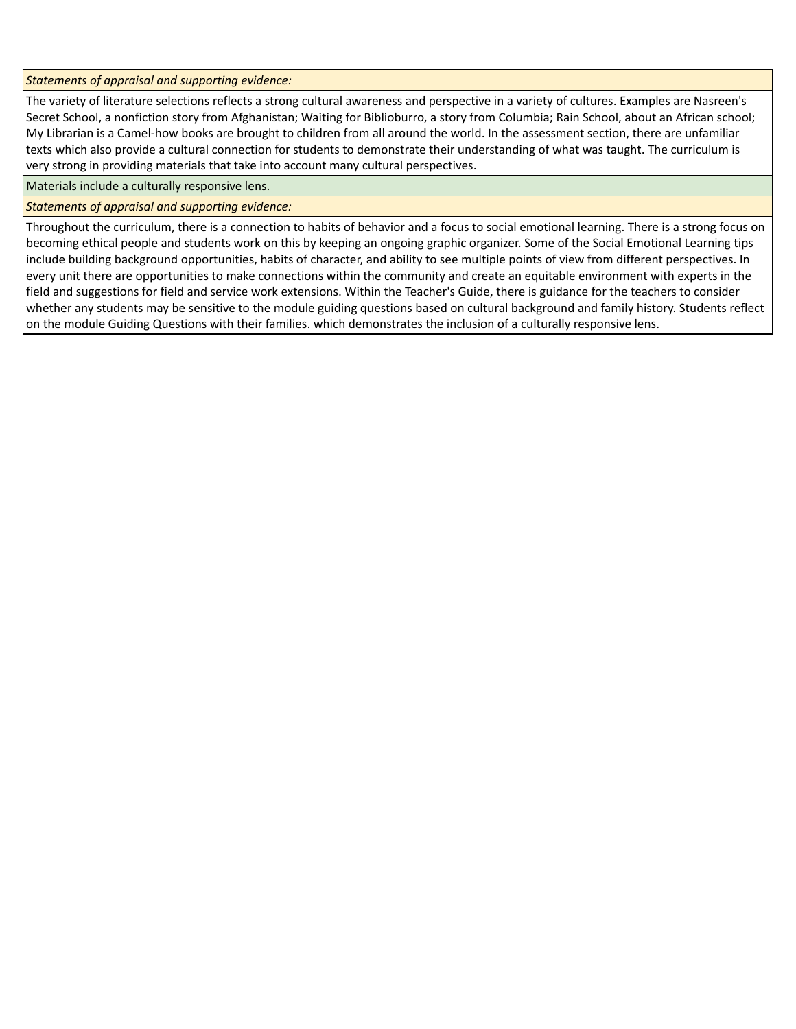*Statements of appraisal and supporting evidence:*

The variety of literature selections reflects a strong cultural awareness and perspective in a variety of cultures. Examples are Nasreen's Secret School, a nonfiction story from Afghanistan; Waiting for Biblioburro, a story from Columbia; Rain School, about an African school; My Librarian is a Camel-how books are brought to children from all around the world. In the assessment section, there are unfamiliar texts which also provide a cultural connection for students to demonstrate their understanding of what was taught. The curriculum is very strong in providing materials that take into account many cultural perspectives.

Materials include a culturally responsive lens.

*Statements of appraisal and supporting evidence:*

Throughout the curriculum, there is a connection to habits of behavior and a focus to social emotional learning. There is a strong focus on becoming ethical people and students work on this by keeping an ongoing graphic organizer. Some of the Social Emotional Learning tips include building background opportunities, habits of character, and ability to see multiple points of view from different perspectives. In every unit there are opportunities to make connections within the community and create an equitable environment with experts in the field and suggestions for field and service work extensions. Within the Teacher's Guide, there is guidance for the teachers to consider whether any students may be sensitive to the module guiding questions based on cultural background and family history. Students reflect on the module Guiding Questions with their families. which demonstrates the inclusion of a culturally responsive lens.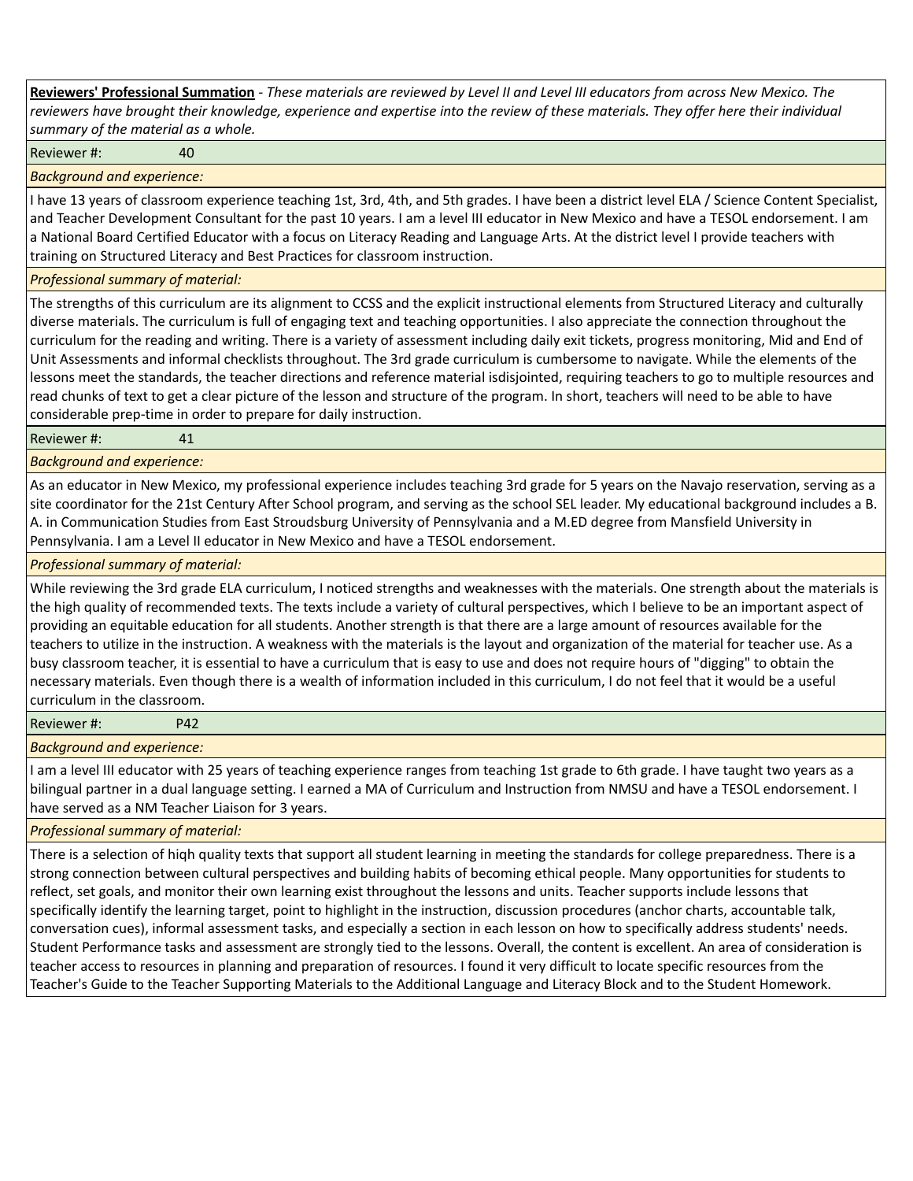**Reviewers' Professional Summation** - *These materials are reviewed by Level II and Level III educators from across New Mexico. The reviewers have brought their knowledge, experience and expertise into the review of these materials. They offer here their individual summary of the material as a whole.*

Reviewer #: 40

*Background and experience:*

I have 13 years of classroom experience teaching 1st, 3rd, 4th, and 5th grades. I have been a district level ELA / Science Content Specialist, and Teacher Development Consultant for the past 10 years. I am a level III educator in New Mexico and have a TESOL endorsement. I am a National Board Certified Educator with a focus on Literacy Reading and Language Arts. At the district level I provide teachers with training on Structured Literacy and Best Practices for classroom instruction.

*Professional summary of material:*

The strengths of this curriculum are its alignment to CCSS and the explicit instructional elements from Structured Literacy and culturally diverse materials. The curriculum is full of engaging text and teaching opportunities. I also appreciate the connection throughout the curriculum for the reading and writing. There is a variety of assessment including daily exit tickets, progress monitoring, Mid and End of Unit Assessments and informal checklists throughout. The 3rd grade curriculum is cumbersome to navigate. While the elements of the lessons meet the standards, the teacher directions and reference material isdisjointed, requiring teachers to go to multiple resources and read chunks of text to get a clear picture of the lesson and structure of the program. In short, teachers will need to be able to have considerable prep-time in order to prepare for daily instruction.

Reviewer #: 41

*Background and experience:*

As an educator in New Mexico, my professional experience includes teaching 3rd grade for 5 years on the Navajo reservation, serving as a site coordinator for the 21st Century After School program, and serving as the school SEL leader. My educational background includes a B. A. in Communication Studies from East Stroudsburg University of Pennsylvania and a M.ED degree from Mansfield University in Pennsylvania. I am a Level II educator in New Mexico and have a TESOL endorsement.

*Professional summary of material:*

While reviewing the 3rd grade ELA curriculum, I noticed strengths and weaknesses with the materials. One strength about the materials is the high quality of recommended texts. The texts include a variety of cultural perspectives, which I believe to be an important aspect of providing an equitable education for all students. Another strength is that there are a large amount of resources available for the teachers to utilize in the instruction. A weakness with the materials is the layout and organization of the material for teacher use. As a busy classroom teacher, it is essential to have a curriculum that is easy to use and does not require hours of "digging" to obtain the necessary materials. Even though there is a wealth of information included in this curriculum, I do not feel that it would be a useful curriculum in the classroom.

Reviewer #: P42

*Background and experience:*

I am a level III educator with 25 years of teaching experience ranges from teaching 1st grade to 6th grade. I have taught two years as a bilingual partner in a dual language setting. I earned a MA of Curriculum and Instruction from NMSU and have a TESOL endorsement. I have served as a NM Teacher Liaison for 3 years.

*Professional summary of material:*

There is a selection of hiqh quality texts that support all student learning in meeting the standards for college preparedness. There is a strong connection between cultural perspectives and building habits of becoming ethical people. Many opportunities for students to reflect, set goals, and monitor their own learning exist throughout the lessons and units. Teacher supports include lessons that specifically identify the learning target, point to highlight in the instruction, discussion procedures (anchor charts, accountable talk, conversation cues), informal assessment tasks, and especially a section in each lesson on how to specifically address students' needs. Student Performance tasks and assessment are strongly tied to the lessons. Overall, the content is excellent. An area of consideration is teacher access to resources in planning and preparation of resources. I found it very difficult to locate specific resources from the Teacher's Guide to the Teacher Supporting Materials to the Additional Language and Literacy Block and to the Student Homework.